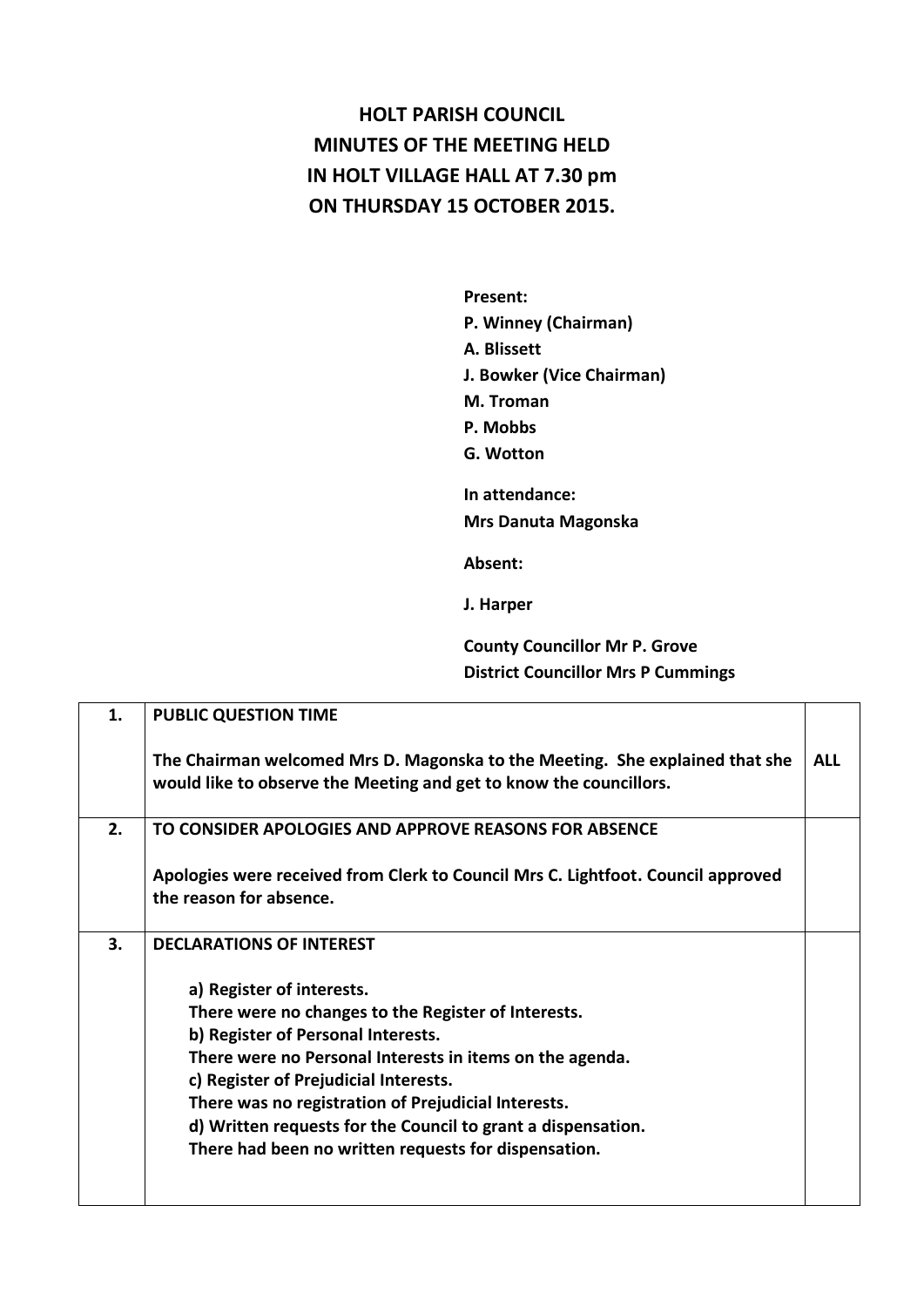# HOLT PARISH COUNCIL
# MINUTES OF THE MEETING HELD
# IN HOLT VILLAGE HALL AT 7.30 pm
# ON THURSDAY 15 OCTOBER 2015.

**Present:**
**P. Winney (Chairman)**
**A. Blissett**
**J. Bowker (Vice Chairman)**
**M. Troman**
**P. Mobbs**
**G. Wotton**

**In attendance:**
**Mrs Danuta Magonska**

**Absent:**

**J. Harper**

**County Councillor Mr P. Grove**
**District Councillor Mrs P Cummings**

| | | |
|---|---|---|
| **1.** | **PUBLIC QUESTION TIME**<br><br>**The Chairman welcomed Mrs D. Magonska to the Meeting. She explained that she would like to observe the Meeting and get to know the councillors.** | **ALL** |
| **2.** | **TO CONSIDER APOLOGIES AND APPROVE REASONS FOR ABSENCE**<br><br>**Apologies were received from Clerk to Council Mrs C. Lightfoot. Council approved the reason for absence.** | |
| **3.** | **DECLARATIONS OF INTEREST**<br><br>**a) Register of interests.**<br>**There were no changes to the Register of Interests.**<br>**b) Register of Personal Interests.**<br>**There were no Personal Interests in items on the agenda.**<br>**c) Register of Prejudicial Interests.**<br>**There was no registration of Prejudicial Interests.**<br>**d) Written requests for the Council to grant a dispensation.**<br>**There had been no written requests for dispensation.** | |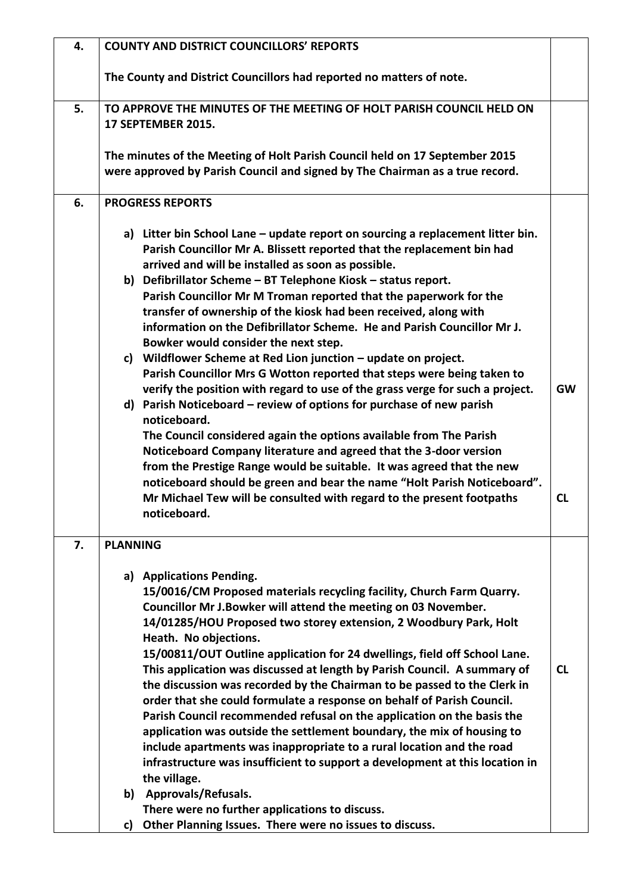| | | |
|---|---|---|
| **4.** | **COUNTY AND DISTRICT COUNCILLORS' REPORTS**<br><br>**The County and District Councillors had reported no matters of note.** | |
| **5.** | **TO APPROVE THE MINUTES OF THE MEETING OF HOLT PARISH COUNCIL HELD ON 17 SEPTEMBER 2015.**<br><br>**The minutes of the Meeting of Holt Parish Council held on 17 September 2015 were approved by Parish Council and signed by The Chairman as a true record.** | |
| **6.** | **PROGRESS REPORTS**<br><br>**a) Litter bin School Lane – update report on sourcing a replacement litter bin. Parish Councillor Mr A. Blissett reported that the replacement bin had arrived and will be installed as soon as possible.**<br>**b) Defibrillator Scheme – BT Telephone Kiosk – status report. Parish Councillor Mr M Troman reported that the paperwork for the transfer of ownership of the kiosk had been received, along with information on the Defibrillator Scheme. He and Parish Councillor Mr J. Bowker would consider the next step.**<br>**c) Wildflower Scheme at Red Lion junction – update on project. Parish Councillor Mrs G Wotton reported that steps were being taken to verify the position with regard to use of the grass verge for such a project.**<br>**d) Parish Noticeboard – review of options for purchase of new parish noticeboard. The Council considered again the options available from The Parish Noticeboard Company literature and agreed that the 3-door version from the Prestige Range would be suitable. It was agreed that the new noticeboard should be green and bear the name "Holt Parish Noticeboard". Mr Michael Tew will be consulted with regard to the present footpaths noticeboard.** | **GW**<br><br>**CL** |
| **7.** | **PLANNING**<br><br>**a) Applications Pending.**<br>**15/0016/CM Proposed materials recycling facility, Church Farm Quarry. Councillor Mr J.Bowker will attend the meeting on 03 November.**<br>**14/01285/HOU Proposed two storey extension, 2 Woodbury Park, Holt Heath. No objections.**<br>**15/00811/OUT Outline application for 24 dwellings, field off School Lane. This application was discussed at length by Parish Council. A summary of the discussion was recorded by the Chairman to be passed to the Clerk in order that she could formulate a response on behalf of Parish Council. Parish Council recommended refusal on the application on the basis the application was outside the settlement boundary, the mix of housing to include apartments was inappropriate to a rural location and the road infrastructure was insufficient to support a development at this location in the village.**<br>**b) Approvals/Refusals.**<br>**There were no further applications to discuss.**<br>**c) Other Planning Issues. There were no issues to discuss.** | **CL** |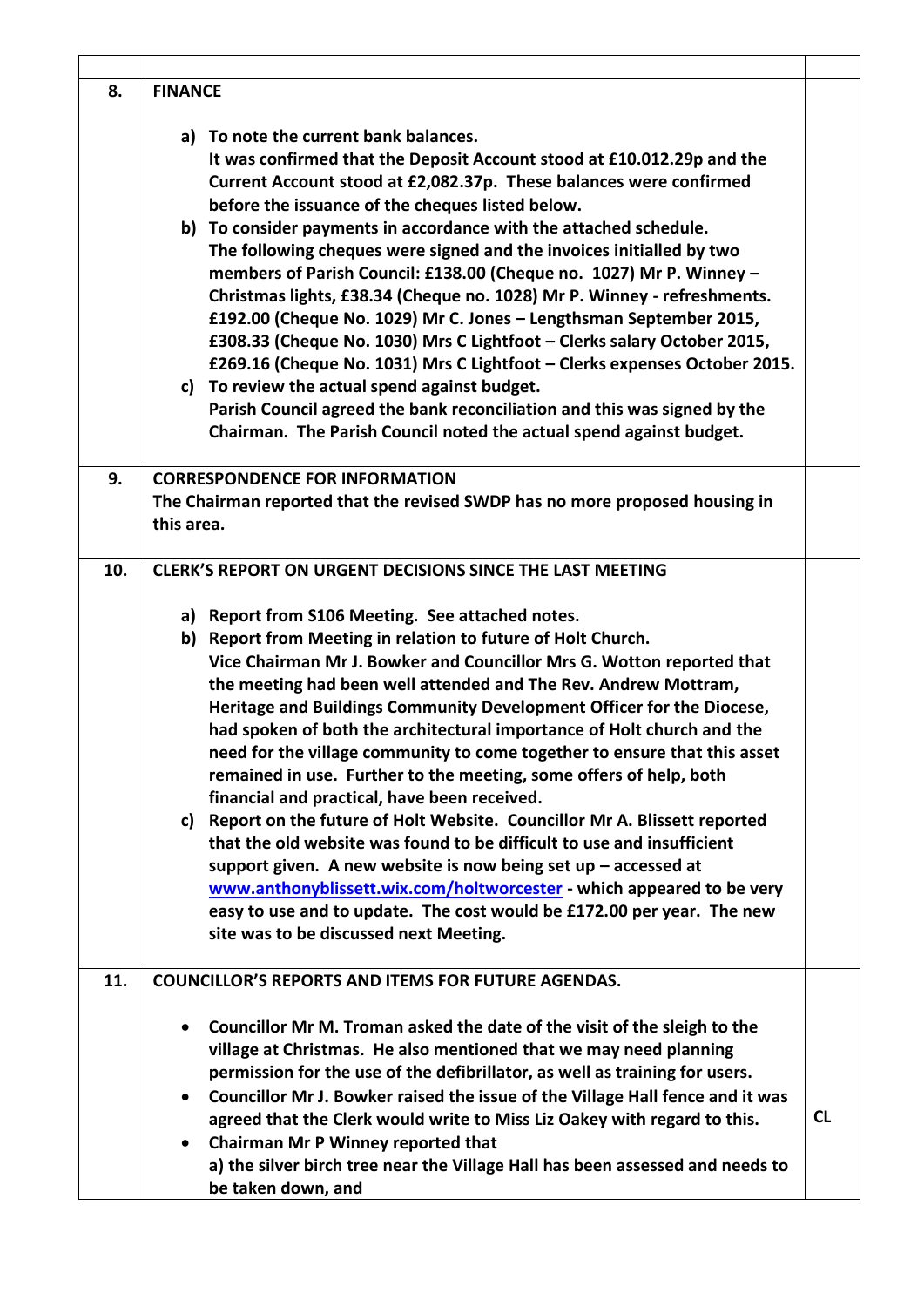| | | |
|---|---|---|
| **8.** | **FINANCE**<br><br>a) **To note the current bank balances.**<br>**It was confirmed that the Deposit Account stood at £10.012.29p and the Current Account stood at £2,082.37p. These balances were confirmed before the issuance of the cheques listed below.**<br>b) **To consider payments in accordance with the attached schedule.**<br>**The following cheques were signed and the invoices initialled by two members of Parish Council: £138.00 (Cheque no. 1027) Mr P. Winney – Christmas lights, £38.34 (Cheque no. 1028) Mr P. Winney - refreshments. £192.00 (Cheque No. 1029) Mr C. Jones – Lengthsman September 2015, £308.33 (Cheque No. 1030) Mrs C Lightfoot – Clerks salary October 2015, £269.16 (Cheque No. 1031) Mrs C Lightfoot – Clerks expenses October 2015.**<br>c) **To review the actual spend against budget.**<br>**Parish Council agreed the bank reconciliation and this was signed by the Chairman. The Parish Council noted the actual spend against budget.** | |
| **9.** | **CORRESPONDENCE FOR INFORMATION**<br>**The Chairman reported that the revised SWDP has no more proposed housing in this area.** | |
| **10.** | **CLERK'S REPORT ON URGENT DECISIONS SINCE THE LAST MEETING**<br><br>a) **Report from S106 Meeting. See attached notes.**<br>b) **Report from Meeting in relation to future of Holt Church.**<br>**Vice Chairman Mr J. Bowker and Councillor Mrs G. Wotton reported that the meeting had been well attended and The Rev. Andrew Mottram, Heritage and Buildings Community Development Officer for the Diocese, had spoken of both the architectural importance of Holt church and the need for the village community to come together to ensure that this asset remained in use. Further to the meeting, some offers of help, both financial and practical, have been received.**<br>c) **Report on the future of Holt Website. Councillor Mr A. Blissett reported that the old website was found to be difficult to use and insufficient support given. A new website is now being set up – accessed at [www.anthonyblissett.wix.com/holtworcester](www.anthonyblissett.wix.com/holtworcester) - which appeared to be very easy to use and to update. The cost would be £172.00 per year. The new site was to be discussed next Meeting.** | |
| **11.** | **COUNCILLOR'S REPORTS AND ITEMS FOR FUTURE AGENDAS.**<br><br>• **Councillor Mr M. Troman asked the date of the visit of the sleigh to the village at Christmas. He also mentioned that we may need planning permission for the use of the defibrillator, as well as training for users.**<br>• **Councillor Mr J. Bowker raised the issue of the Village Hall fence and it was agreed that the Clerk would write to Miss Liz Oakey with regard to this.**<br>• **Chairman Mr P Winney reported that**<br>**a) the silver birch tree near the Village Hall has been assessed and needs to be taken down, and** | **CL** |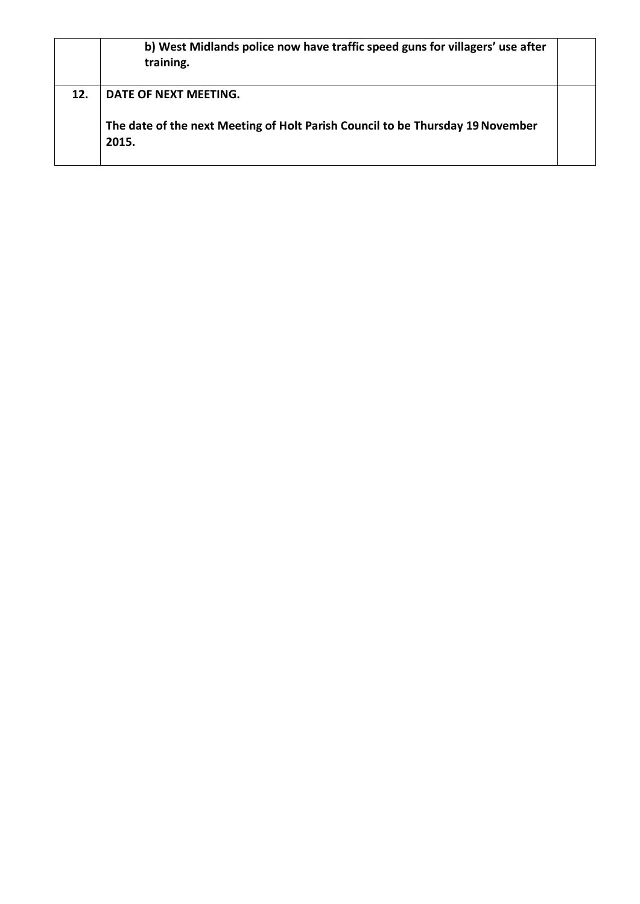| | | |
|---|---|---|
| | **b) West Midlands police now have traffic speed guns for villagers' use after training.** | |
| **12.** | **DATE OF NEXT MEETING.**<br><br>**The date of the next Meeting of Holt Parish Council to be Thursday 19 November 2015.** | |